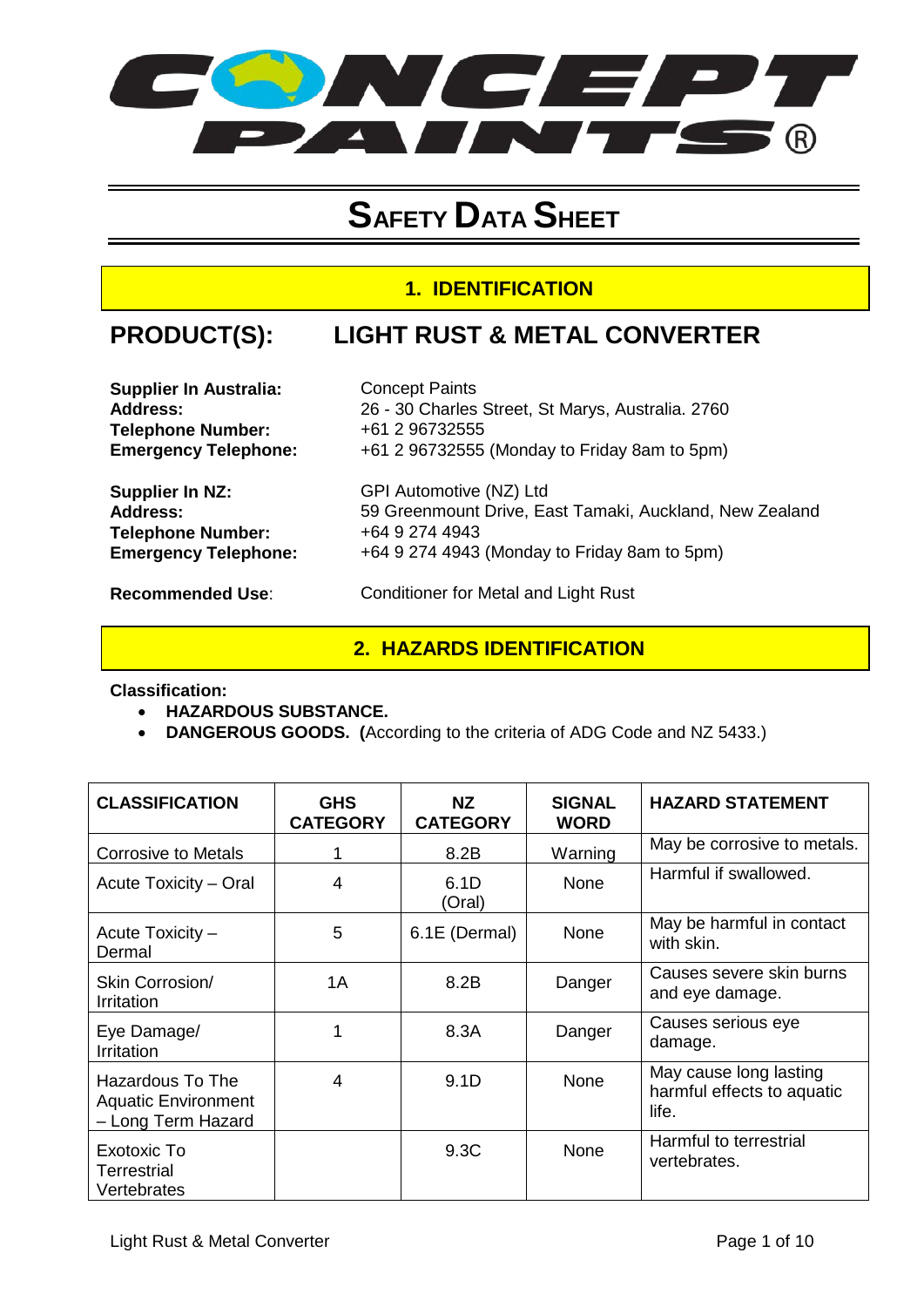CONCEPT PAINTS®

# SAFETY DATA SHEET

## 1. IDENTIFICATION

## PRODUCT(S): LIGHT RUST & METAL CONVERTER

**Supplier In Australia:** Concept Paints
**Address:** 26 - 30 Charles Street, St Marys, Australia. 2760
**Telephone Number:** +61 2 96732555
**Emergency Telephone:** +61 2 96732555 (Monday to Friday 8am to 5pm)

**Supplier In NZ:** GPI Automotive (NZ) Ltd
**Address:** 59 Greenmount Drive, East Tamaki, Auckland, New Zealand
**Telephone Number:** +64 9 274 4943
**Emergency Telephone:** +64 9 274 4943 (Monday to Friday 8am to 5pm)

**Recommended Use**: Conditioner for Metal and Light Rust

## 2. HAZARDS IDENTIFICATION

**Classification:**

- **HAZARDOUS SUBSTANCE.**
- **DANGEROUS GOODS. (**According to the criteria of ADG Code and NZ 5433.)

| CLASSIFICATION | GHS CATEGORY | NZ CATEGORY | SIGNAL WORD | HAZARD STATEMENT |
|---|---|---|---|---|
| Corrosive to Metals | 1 | 8.2B | Warning | May be corrosive to metals. |
| Acute Toxicity – Oral | 4 | 6.1D (Oral) | None | Harmful if swallowed. |
| Acute Toxicity – Dermal | 5 | 6.1E (Dermal) | None | May be harmful in contact with skin. |
| Skin Corrosion/ Irritation | 1A | 8.2B | Danger | Causes severe skin burns and eye damage. |
| Eye Damage/ Irritation | 1 | 8.3A | Danger | Causes serious eye damage. |
| Hazardous To The Aquatic Environment – Long Term Hazard | 4 | 9.1D | None | May cause long lasting harmful effects to aquatic life. |
| Exotoxic To Terrestrial Vertebrates | | 9.3C | None | Harmful to terrestrial vertebrates. |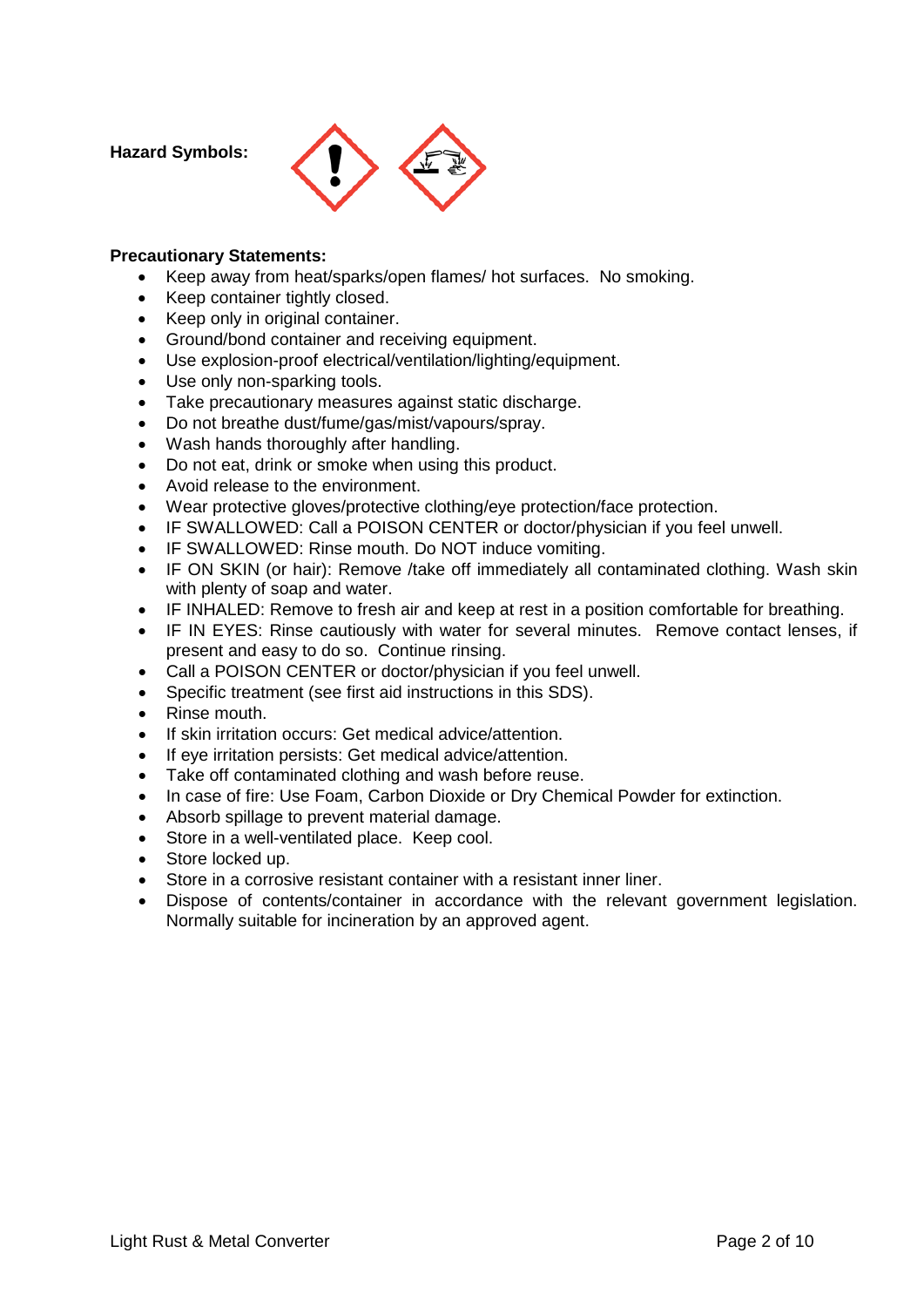**Hazard Symbols:**

**Precautionary Statements:**

- Keep away from heat/sparks/open flames/ hot surfaces. No smoking.
- Keep container tightly closed.
- Keep only in original container.
- Ground/bond container and receiving equipment.
- Use explosion-proof electrical/ventilation/lighting/equipment.
- Use only non-sparking tools.
- Take precautionary measures against static discharge.
- Do not breathe dust/fume/gas/mist/vapours/spray.
- Wash hands thoroughly after handling.
- Do not eat, drink or smoke when using this product.
- Avoid release to the environment.
- Wear protective gloves/protective clothing/eye protection/face protection.
- IF SWALLOWED: Call a POISON CENTER or doctor/physician if you feel unwell.
- IF SWALLOWED: Rinse mouth. Do NOT induce vomiting.
- IF ON SKIN (or hair): Remove /take off immediately all contaminated clothing. Wash skin with plenty of soap and water.
- IF INHALED: Remove to fresh air and keep at rest in a position comfortable for breathing.
- IF IN EYES: Rinse cautiously with water for several minutes. Remove contact lenses, if present and easy to do so. Continue rinsing.
- Call a POISON CENTER or doctor/physician if you feel unwell.
- Specific treatment (see first aid instructions in this SDS).
- Rinse mouth.
- If skin irritation occurs: Get medical advice/attention.
- If eye irritation persists: Get medical advice/attention.
- Take off contaminated clothing and wash before reuse.
- In case of fire: Use Foam, Carbon Dioxide or Dry Chemical Powder for extinction.
- Absorb spillage to prevent material damage.
- Store in a well-ventilated place. Keep cool.
- Store locked up.
- Store in a corrosive resistant container with a resistant inner liner.
- Dispose of contents/container in accordance with the relevant government legislation. Normally suitable for incineration by an approved agent.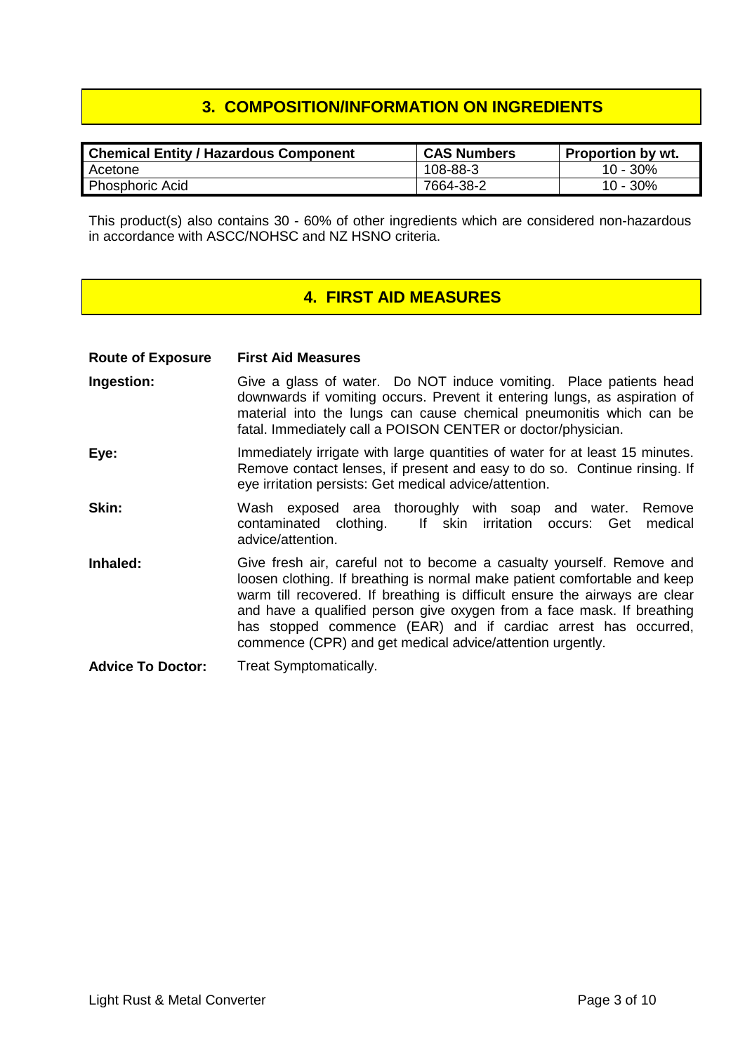## 3. COMPOSITION/INFORMATION ON INGREDIENTS

| Chemical Entity / Hazardous Component | CAS Numbers | Proportion by wt. |
|---|---|---|
| Acetone | 108-88-3 | 10 - 30% |
| Phosphoric Acid | 7664-38-2 | 10 - 30% |

This product(s) also contains 30 - 60% of other ingredients which are considered non-hazardous in accordance with ASCC/NOHSC and NZ HSNO criteria.

## 4. FIRST AID MEASURES

**Route of Exposure** | **First Aid Measures**

**Ingestion:** Give a glass of water. Do NOT induce vomiting. Place patients head downwards if vomiting occurs. Prevent it entering lungs, as aspiration of material into the lungs can cause chemical pneumonitis which can be fatal. Immediately call a POISON CENTER or doctor/physician.

**Eye:** Immediately irrigate with large quantities of water for at least 15 minutes. Remove contact lenses, if present and easy to do so. Continue rinsing. If eye irritation persists: Get medical advice/attention.

**Skin:** Wash exposed area thoroughly with soap and water. Remove contaminated clothing. If skin irritation occurs: Get medical advice/attention.

**Inhaled:** Give fresh air, careful not to become a casualty yourself. Remove and loosen clothing. If breathing is normal make patient comfortable and keep warm till recovered. If breathing is difficult ensure the airways are clear and have a qualified person give oxygen from a face mask. If breathing has stopped commence (EAR) and if cardiac arrest has occurred, commence (CPR) and get medical advice/attention urgently.

**Advice To Doctor:** Treat Symptomatically.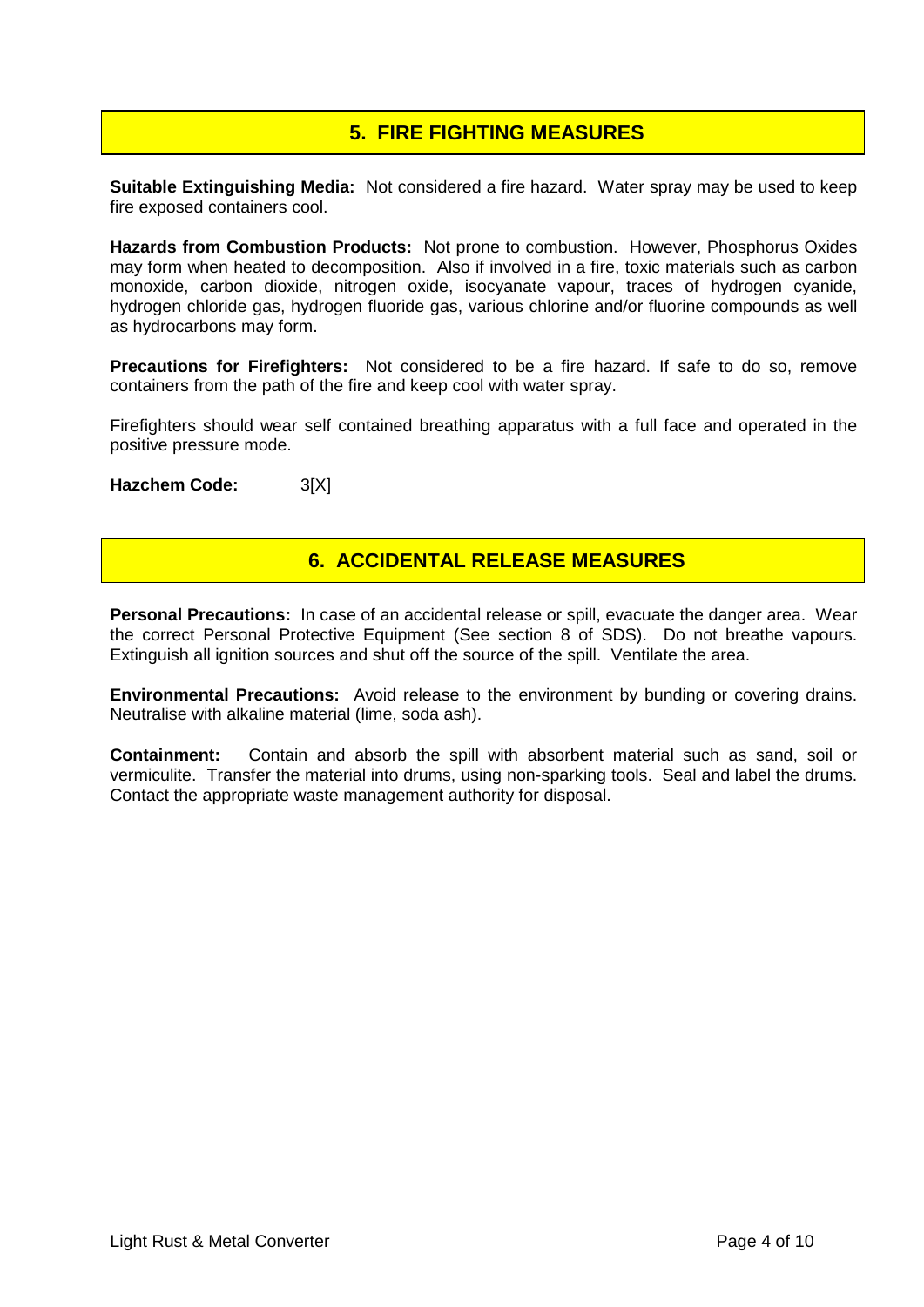## 5. FIRE FIGHTING MEASURES

**Suitable Extinguishing Media:** Not considered a fire hazard. Water spray may be used to keep fire exposed containers cool.

**Hazards from Combustion Products:** Not prone to combustion. However, Phosphorus Oxides may form when heated to decomposition. Also if involved in a fire, toxic materials such as carbon monoxide, carbon dioxide, nitrogen oxide, isocyanate vapour, traces of hydrogen cyanide, hydrogen chloride gas, hydrogen fluoride gas, various chlorine and/or fluorine compounds as well as hydrocarbons may form.

**Precautions for Firefighters:** Not considered to be a fire hazard. If safe to do so, remove containers from the path of the fire and keep cool with water spray.

Firefighters should wear self contained breathing apparatus with a full face and operated in the positive pressure mode.

**Hazchem Code:** 3[X]

## 6. ACCIDENTAL RELEASE MEASURES

**Personal Precautions:** In case of an accidental release or spill, evacuate the danger area. Wear the correct Personal Protective Equipment (See section 8 of SDS). Do not breathe vapours. Extinguish all ignition sources and shut off the source of the spill. Ventilate the area.

**Environmental Precautions:** Avoid release to the environment by bunding or covering drains. Neutralise with alkaline material (lime, soda ash).

**Containment:** Contain and absorb the spill with absorbent material such as sand, soil or vermiculite. Transfer the material into drums, using non-sparking tools. Seal and label the drums. Contact the appropriate waste management authority for disposal.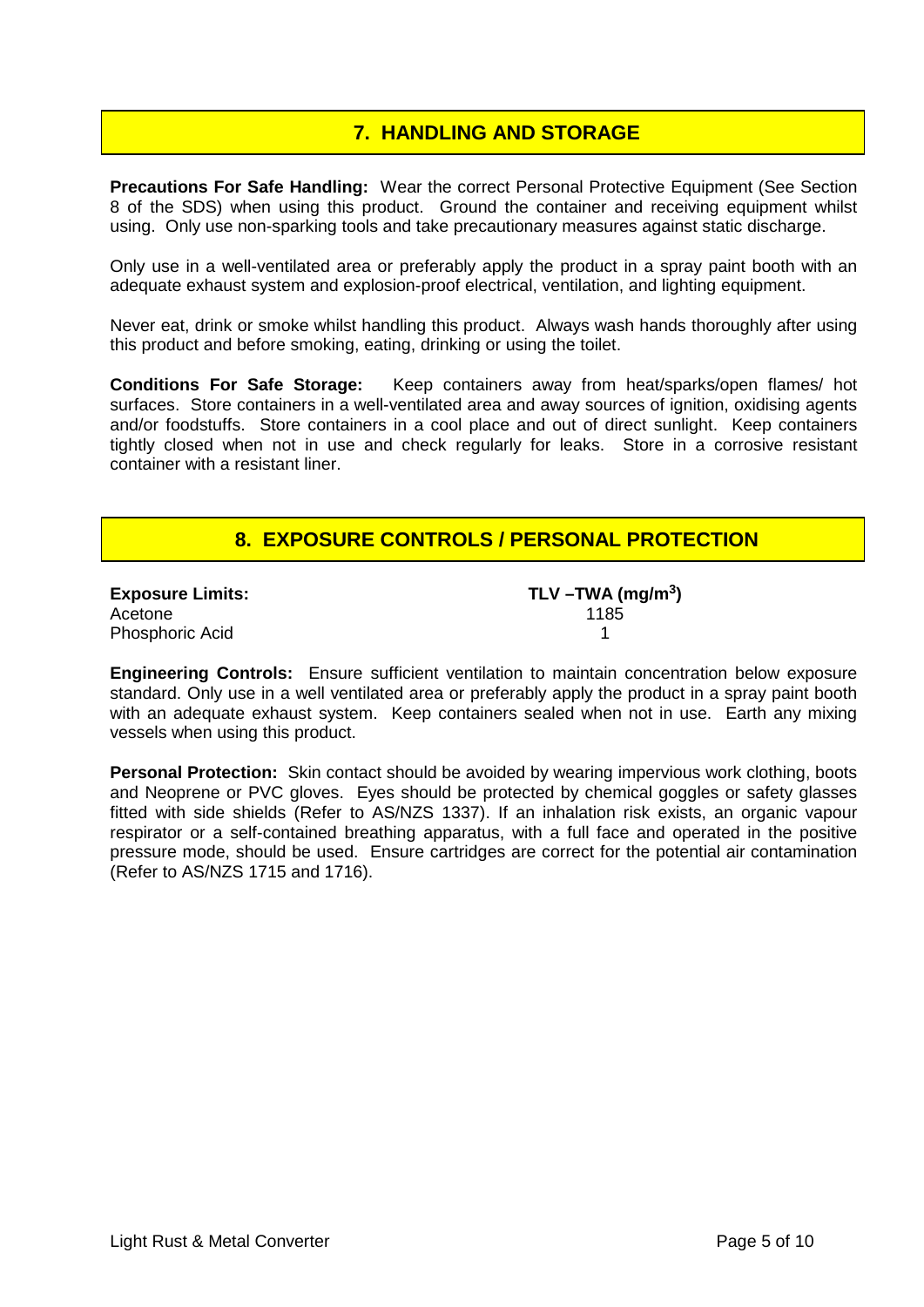## 7. HANDLING AND STORAGE

**Precautions For Safe Handling:** Wear the correct Personal Protective Equipment (See Section 8 of the SDS) when using this product. Ground the container and receiving equipment whilst using. Only use non-sparking tools and take precautionary measures against static discharge.

Only use in a well-ventilated area or preferably apply the product in a spray paint booth with an adequate exhaust system and explosion-proof electrical, ventilation, and lighting equipment.

Never eat, drink or smoke whilst handling this product. Always wash hands thoroughly after using this product and before smoking, eating, drinking or using the toilet.

**Conditions For Safe Storage:** Keep containers away from heat/sparks/open flames/ hot surfaces. Store containers in a well-ventilated area and away sources of ignition, oxidising agents and/or foodstuffs. Store containers in a cool place and out of direct sunlight. Keep containers tightly closed when not in use and check regularly for leaks. Store in a corrosive resistant container with a resistant liner.

## 8. EXPOSURE CONTROLS / PERSONAL PROTECTION

| **Exposure Limits:** | **TLV –TWA (mg/m$^3$)** |
|---|---|
| Acetone | 1185 |
| Phosphoric Acid | 1 |

**Engineering Controls:** Ensure sufficient ventilation to maintain concentration below exposure standard. Only use in a well ventilated area or preferably apply the product in a spray paint booth with an adequate exhaust system. Keep containers sealed when not in use. Earth any mixing vessels when using this product.

**Personal Protection:** Skin contact should be avoided by wearing impervious work clothing, boots and Neoprene or PVC gloves. Eyes should be protected by chemical goggles or safety glasses fitted with side shields (Refer to AS/NZS 1337). If an inhalation risk exists, an organic vapour respirator or a self-contained breathing apparatus, with a full face and operated in the positive pressure mode, should be used. Ensure cartridges are correct for the potential air contamination (Refer to AS/NZS 1715 and 1716).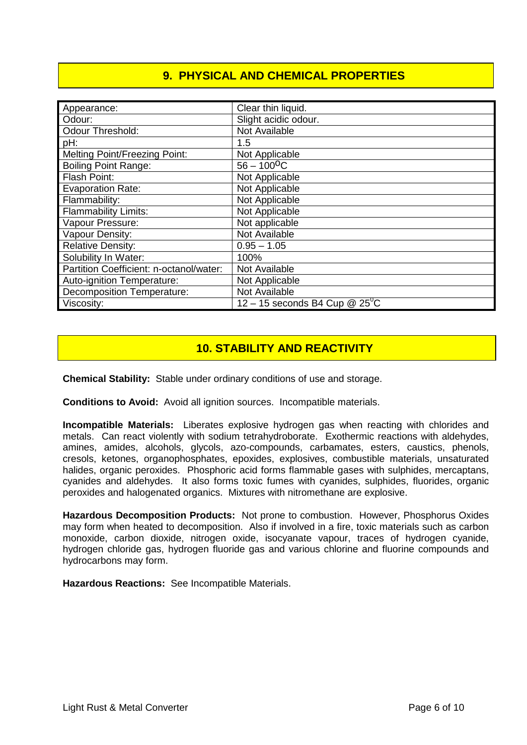## 9. PHYSICAL AND CHEMICAL PROPERTIES

| Property | Value |
|---|---|
| Appearance: | Clear thin liquid. |
| Odour: | Slight acidic odour. |
| Odour Threshold: | Not Available |
| pH: | 1.5 |
| Melting Point/Freezing Point: | Not Applicable |
| Boiling Point Range: | 56 – 100$^{0}$C |
| Flash Point: | Not Applicable |
| Evaporation Rate: | Not Applicable |
| Flammability: | Not Applicable |
| Flammability Limits: | Not Applicable |
| Vapour Pressure: | Not applicable |
| Vapour Density: | Not Available |
| Relative Density: | 0.95 – 1.05 |
| Solubility In Water: | 100% |
| Partition Coefficient: n-octanol/water: | Not Available |
| Auto-ignition Temperature: | Not Applicable |
| Decomposition Temperature: | Not Available |
| Viscosity: | 12 – 15 seconds B4 Cup @ 25$^{0}$C |

## 10. STABILITY AND REACTIVITY

**Chemical Stability:** Stable under ordinary conditions of use and storage.

**Conditions to Avoid:** Avoid all ignition sources. Incompatible materials.

**Incompatible Materials:** Liberates explosive hydrogen gas when reacting with chlorides and metals. Can react violently with sodium tetrahydroborate. Exothermic reactions with aldehydes, amines, amides, alcohols, glycols, azo-compounds, carbamates, esters, caustics, phenols, cresols, ketones, organophosphates, epoxides, explosives, combustible materials, unsaturated halides, organic peroxides. Phosphoric acid forms flammable gases with sulphides, mercaptans, cyanides and aldehydes. It also forms toxic fumes with cyanides, sulphides, fluorides, organic peroxides and halogenated organics. Mixtures with nitromethane are explosive.

**Hazardous Decomposition Products:** Not prone to combustion. However, Phosphorus Oxides may form when heated to decomposition. Also if involved in a fire, toxic materials such as carbon monoxide, carbon dioxide, nitrogen oxide, isocyanate vapour, traces of hydrogen cyanide, hydrogen chloride gas, hydrogen fluoride gas and various chlorine and fluorine compounds and hydrocarbons may form.

**Hazardous Reactions:** See Incompatible Materials.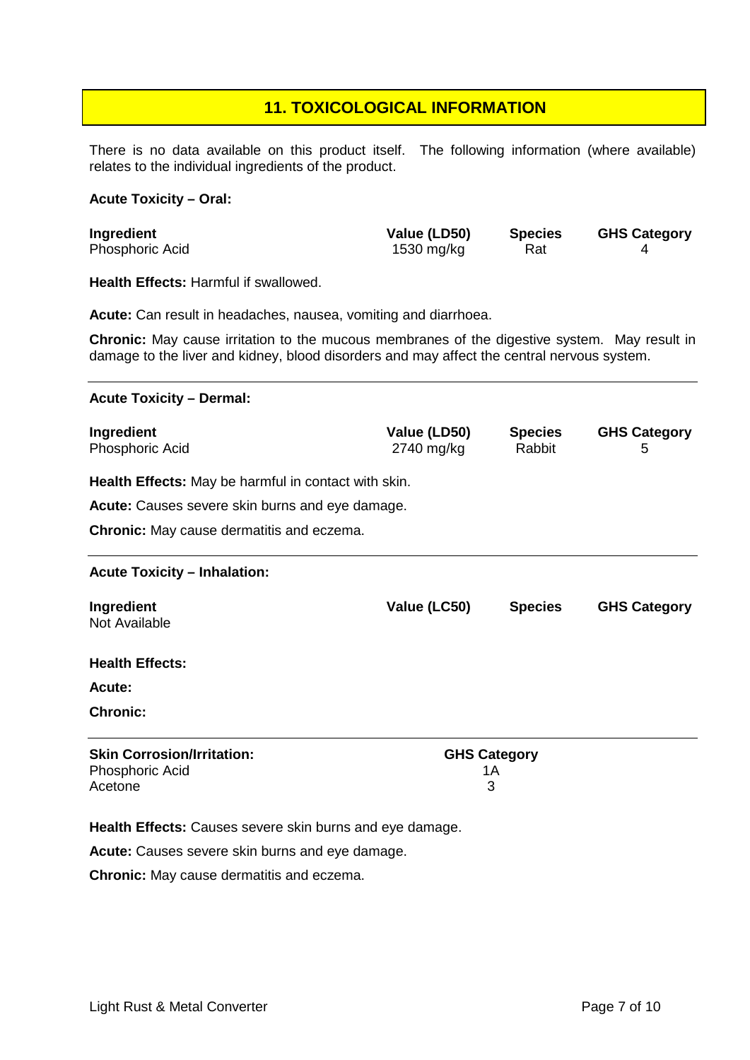## 11. TOXICOLOGICAL INFORMATION

There is no data available on this product itself. The following information (where available) relates to the individual ingredients of the product.

**Acute Toxicity – Oral:**

| Ingredient | Value (LD50) | Species | GHS Category |
|---|---|---|---|
| Phosphoric Acid | 1530 mg/kg | Rat | 4 |

**Health Effects:** Harmful if swallowed.

**Acute:** Can result in headaches, nausea, vomiting and diarrhoea.

**Chronic:** May cause irritation to the mucous membranes of the digestive system. May result in damage to the liver and kidney, blood disorders and may affect the central nervous system.

---

**Acute Toxicity – Dermal:**

| Ingredient | Value (LD50) | Species | GHS Category |
|---|---|---|---|
| Phosphoric Acid | 2740 mg/kg | Rabbit | 5 |

**Health Effects:** May be harmful in contact with skin.

**Acute:** Causes severe skin burns and eye damage.

**Chronic:** May cause dermatitis and eczema.

---

**Acute Toxicity – Inhalation:**

| Ingredient | Value (LC50) | Species | GHS Category |
|---|---|---|---|
| Not Available | | | |

**Health Effects:**

**Acute:**

**Chronic:**

---

| Skin Corrosion/Irritation: | GHS Category |
|---|---|
| Phosphoric Acid | 1A |
| Acetone | 3 |

**Health Effects:** Causes severe skin burns and eye damage.

**Acute:** Causes severe skin burns and eye damage.

**Chronic:** May cause dermatitis and eczema.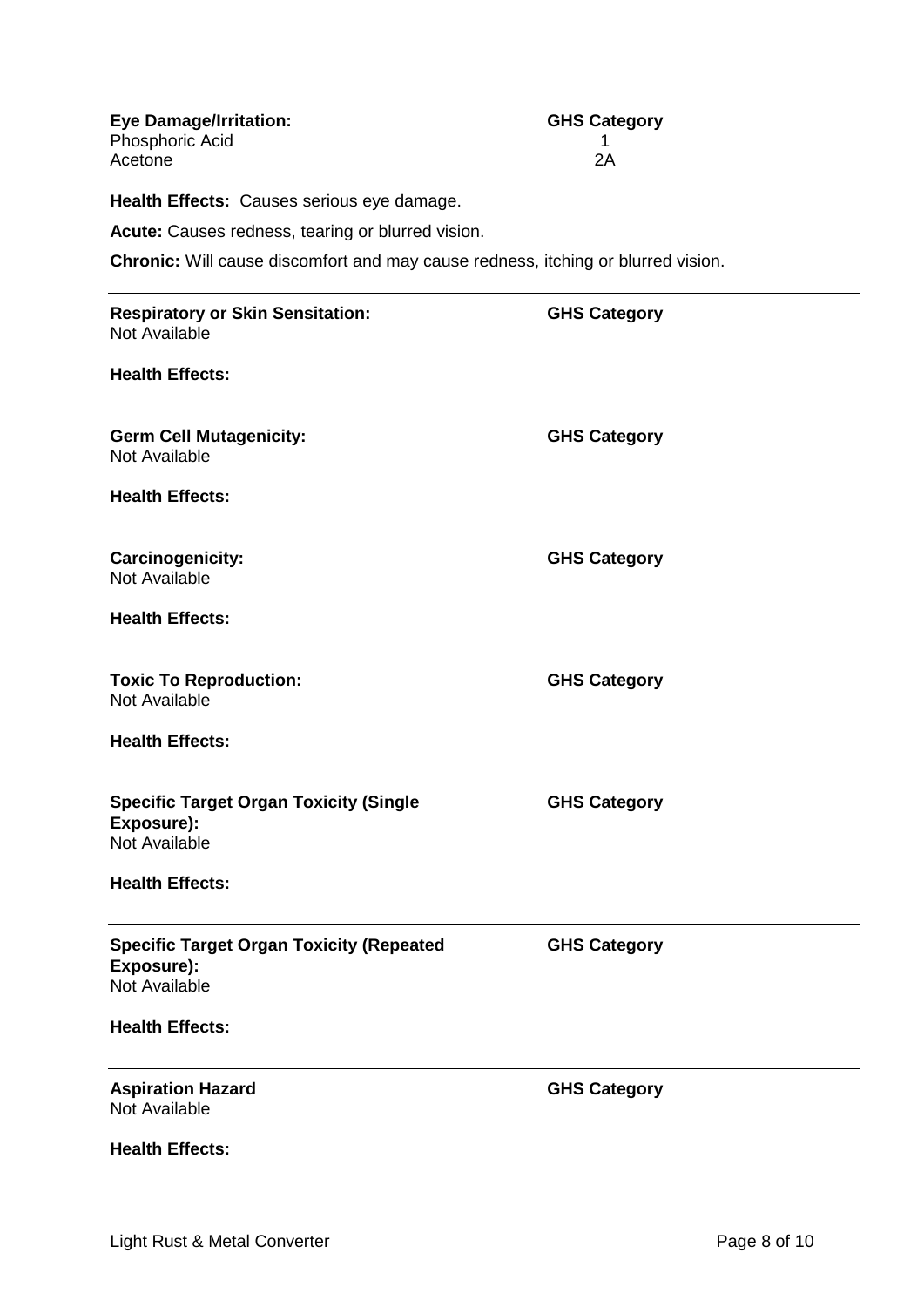**Eye Damage/Irritation:**

| | **GHS Category** |
|---|---|
| Phosphoric Acid | 1 |
| Acetone | 2A |

**Health Effects:** Causes serious eye damage.

**Acute:** Causes redness, tearing or blurred vision.

**Chronic:** Will cause discomfort and may cause redness, itching or blurred vision.

---

**Respiratory or Skin Sensitation:** **GHS Category**

Not Available

**Health Effects:**

---

**Germ Cell Mutagenicity:** **GHS Category**

Not Available

**Health Effects:**

---

**Carcinogenicity:** **GHS Category**

Not Available

**Health Effects:**

---

**Toxic To Reproduction:** **GHS Category**

Not Available

**Health Effects:**

---

**Specific Target Organ Toxicity (Single Exposure):** **GHS Category**

Not Available

**Health Effects:**

---

**Specific Target Organ Toxicity (Repeated Exposure):** **GHS Category**

Not Available

**Health Effects:**

---

**Aspiration Hazard** **GHS Category**

Not Available

**Health Effects:**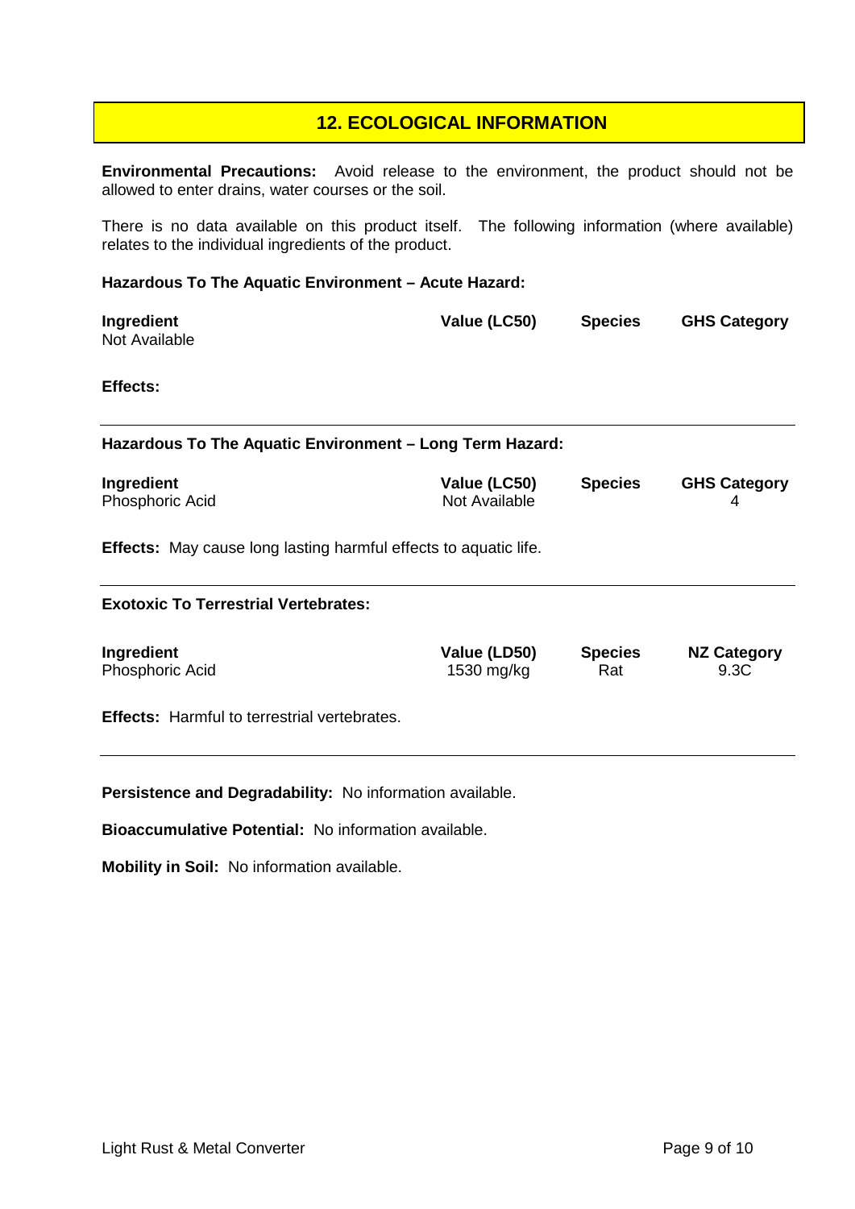## 12. ECOLOGICAL INFORMATION

**Environmental Precautions:** Avoid release to the environment, the product should not be allowed to enter drains, water courses or the soil.

There is no data available on this product itself. The following information (where available) relates to the individual ingredients of the product.

**Hazardous To The Aquatic Environment – Acute Hazard:**

| Ingredient | Value (LC50) | Species | GHS Category |
|---|---|---|---|
| Not Available | | | |

**Effects:**

**Hazardous To The Aquatic Environment – Long Term Hazard:**

| Ingredient | Value (LC50) | Species | GHS Category |
|---|---|---|---|
| Phosphoric Acid | Not Available | | 4 |

**Effects:** May cause long lasting harmful effects to aquatic life.

**Exotoxic To Terrestrial Vertebrates:**

| Ingredient | Value (LD50) | Species | NZ Category |
|---|---|---|---|
| Phosphoric Acid | 1530 mg/kg | Rat | 9.3C |

**Effects:** Harmful to terrestrial vertebrates.

**Persistence and Degradability:** No information available.

**Bioaccumulative Potential:** No information available.

**Mobility in Soil:** No information available.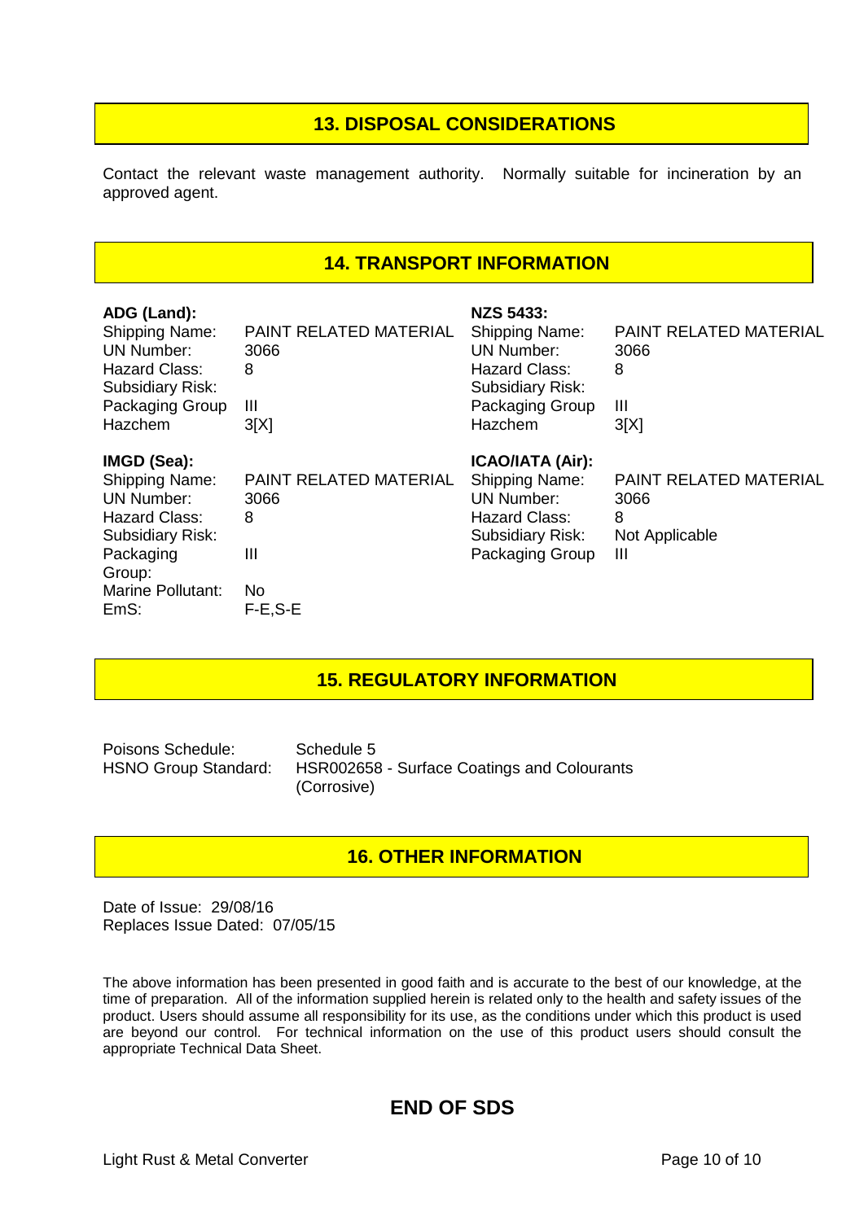## 13. DISPOSAL CONSIDERATIONS

Contact the relevant waste management authority. Normally suitable for incineration by an approved agent.

## 14. TRANSPORT INFORMATION

**ADG (Land):**

| | |
|---|---|
| Shipping Name: | PAINT RELATED MATERIAL |
| UN Number: | 3066 |
| Hazard Class: | 8 |
| Subsidiary Risk: | |
| Packaging Group | III |
| Hazchem | 3[X] |

**NZS 5433:**

| | |
|---|---|
| Shipping Name: | PAINT RELATED MATERIAL |
| UN Number: | 3066 |
| Hazard Class: | 8 |
| Subsidiary Risk: | |
| Packaging Group | III |
| Hazchem | 3[X] |

**IMGD (Sea):**

| | |
|---|---|
| Shipping Name: | PAINT RELATED MATERIAL |
| UN Number: | 3066 |
| Hazard Class: | 8 |
| Subsidiary Risk: | |
| Packaging Group: | III |
| Marine Pollutant: | No |
| EmS: | F-E,S-E |

**ICAO/IATA (Air):**

| | |
|---|---|
| Shipping Name: | PAINT RELATED MATERIAL |
| UN Number: | 3066 |
| Hazard Class: | 8 |
| Subsidiary Risk: | Not Applicable |
| Packaging Group | III |

## 15. REGULATORY INFORMATION

| | |
|---|---|
| Poisons Schedule: | Schedule 5 |
| HSNO Group Standard: | HSR002658 - Surface Coatings and Colourants (Corrosive) |

## 16. OTHER INFORMATION

Date of Issue: 29/08/16
Replaces Issue Dated: 07/05/15

The above information has been presented in good faith and is accurate to the best of our knowledge, at the time of preparation. All of the information supplied herein is related only to the health and safety issues of the product. Users should assume all responsibility for its use, as the conditions under which this product is used are beyond our control. For technical information on the use of this product users should consult the appropriate Technical Data Sheet.

## END OF SDS